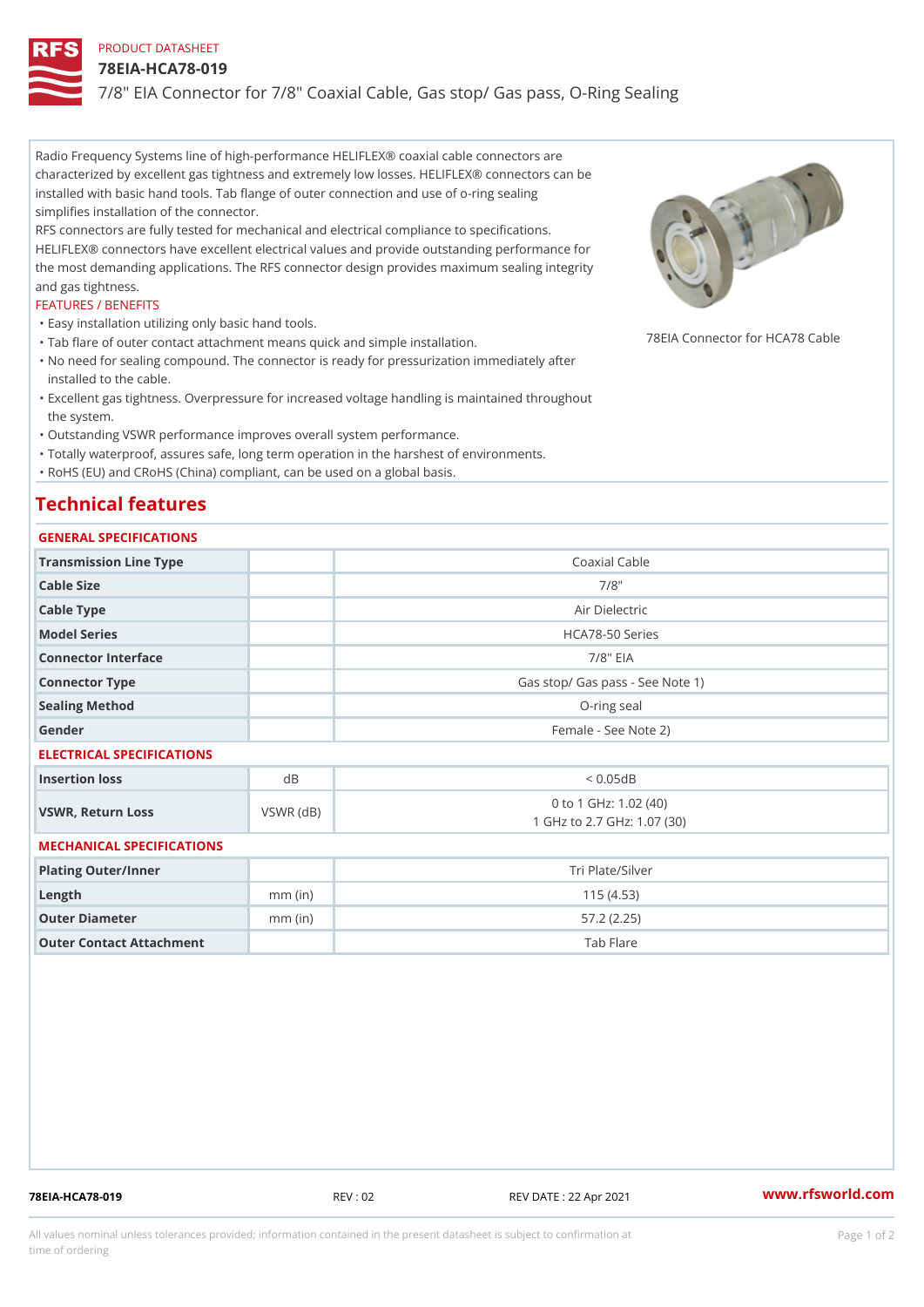PRODUCT DATASHEET

# 78EIA-HCA78-019

## 7/8" EIA Connector for 7/8" Coaxial Cable, Gas stop/ Gas pass, O-Ring Sealing

Radio Frequency Systems line of high-performance HELIFLEX® coaxial cable connectors are characterized by excellent gas tightness and extremely low losses. HELIFLEX® connectors can be installed with basic hand tools. Tab flange of outer connection and use of o-ring sealing simplifies installation of the connector.

RFS connectors are fully tested for mechanical and electrical compliance to specifications. HELIFLEX® connectors have excellent electrical values and provide outstanding performance for the most demanding applications. The RFS connector design provides maximum sealing integrity and gas tightness.

78EIA Connector for HCA78 Cable

FEATURES / BENEFITS

- Easy installation utilizing only basic hand tools.
- Tab flare of outer contact attachment means quick and simple installation.
- No need for sealing compound. The connector is ready for pressurization immediately after installed to the cable.
- Excellent gas tightness. Overpressure for increased voltage handling is maintained throughout the system.
- Outstanding VSWR performance improves overall system performance.
- Totally waterproof, assures safe, long term operation in the harshest of environments.
- RoHS (EU) and CRoHS (China) compliant, can be used on a global basis.

## Technical features

### GENERAL SPECIFICATIONS

| | | |
|---|---|---|
| Transmission Line Type | | Coaxial Cable |
| Cable Size | | 7/8" |
| Cable Type | | Air Dielectric |
| Model Series | | HCA78-50 Series |
| Connector Interface | | 7/8" EIA |
| Connector Type | | Gas stop/ Gas pass - See Note 1) |
| Sealing Method | | O-ring seal |
| Gender | | Female - See Note 2) |

### ELECTRICAL SPECIFICATIONS

| | | |
|---|---|---|
| Insertion loss | dB | < 0.05dB |
| VSWR, Return Loss | VSWR (dB) | 0 to 1 GHz: 1.02 (40)<br>1 GHz to 2.7 GHz: 1.07 (30) |

### MECHANICAL SPECIFICATIONS

| | | |
|---|---|---|
| Plating Outer/Inner | | Tri Plate/Silver |
| Length | mm (in) | 115 (4.53) |
| Outer Diameter | mm (in) | 57.2 (2.25) |
| Outer Contact Attachment | | Tab Flare |

78EIA-HCA78-019 REV : 02 REV DATE : 22 Apr 2021 www.rfsworld.com

All values nominal unless tolerances provided; information contained in the present datasheet is subject to confirmation at time of ordering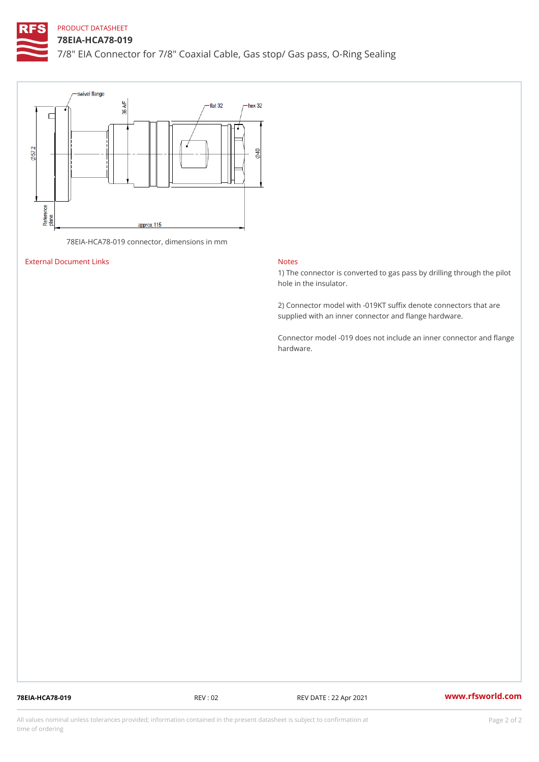PRODUCT DATASHEET

# 78EIA-HCA78-019

7/8" EIA Connector for 7/8" Coaxial Cable, Gas stop/ Gas pass, O-Ring Sealing

swivel flange

36 A/F

flat 32

hex 32

Ø57.2

Ø40

Reference plane

approx 115

78EIA-HCA78-019 connector, dimensions in mm

## External Document Links

## Notes

1) The connector is converted to gas pass by drilling through the pilot hole in the insulator.

2) Connector model with -019KT suffix denote connectors that are supplied with an inner connector and flange hardware.

Connector model -019 does not include an inner connector and flange hardware.

78EIA-HCA78-019 REV : 02 REV DATE : 22 Apr 2021 www.rfsworld.com

All values nominal unless tolerances provided; information contained in the present datasheet is subject to confirmation at time of ordering